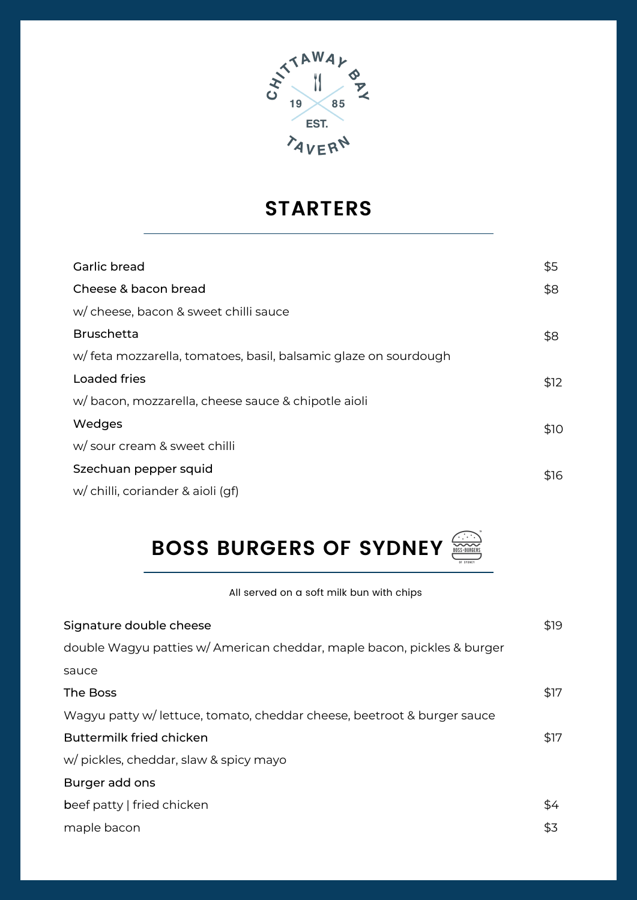CHITTAWAY BAY TAVERN

EST. 1985

## STARTERS

| Item | Price |
| --- | --- |
| **Garlic bread** | $5 |
| **Cheese & bacon bread**<br>w/ cheese, bacon & sweet chilli sauce | $8 |
| **Bruschetta**<br>w/ feta mozzarella, tomatoes, basil, balsamic glaze on sourdough | $8 |
| **Loaded fries**<br>w/ bacon, mozzarella, cheese sauce & chipotle aioli | $12 |
| **Wedges**<br>w/ sour cream & sweet chilli | $10 |
| **Szechuan pepper squid**<br>w/ chilli, coriander & aioli (gf) | $16 |

## BOSS BURGERS OF SYDNEY

All served on a soft milk bun with chips

| Item | Price |
| --- | --- |
| **Signature double cheese**<br>double Wagyu patties w/ American cheddar, maple bacon, pickles & burger sauce | $19 |
| **The Boss**<br>Wagyu patty w/ lettuce, tomato, cheddar cheese, beetroot & burger sauce | $17 |
| **Buttermilk fried chicken**<br>w/ pickles, cheddar, slaw & spicy mayo | $17 |
| **Burger add ons** | |
| beef patty \| fried chicken | $4 |
| maple bacon | $3 |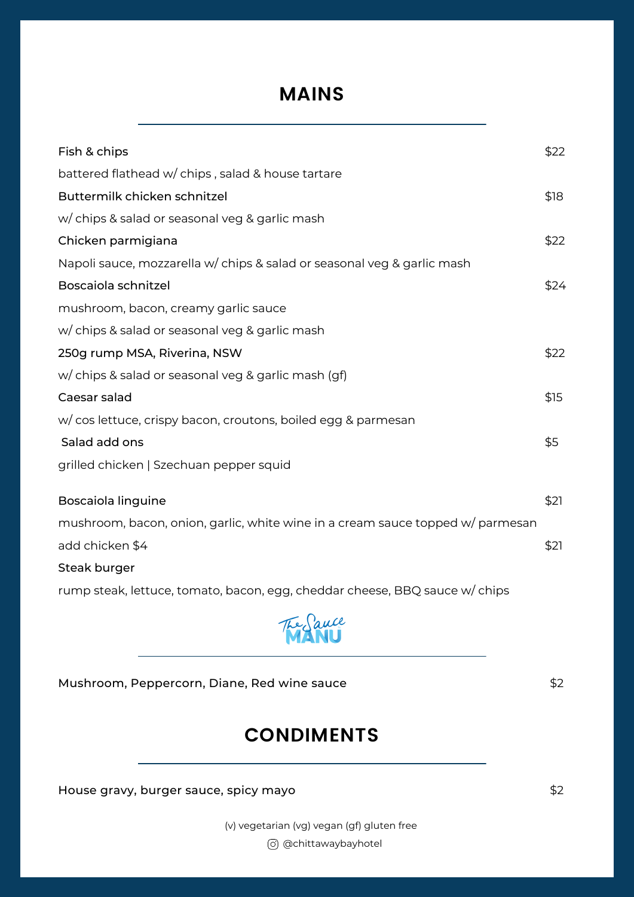## MAINS

Fish & chips $22

battered flathead w/ chips , salad & house tartare

Buttermilk chicken schnitzel $18

w/ chips & salad or seasonal veg & garlic mash

Chicken parmigiana $22

Napoli sauce, mozzarella w/ chips & salad or seasonal veg & garlic mash

Boscaiola schnitzel $24

mushroom, bacon, creamy garlic sauce

w/ chips & salad or seasonal veg & garlic mash

250g rump MSA, Riverina, NSW $22

w/ chips & salad or seasonal veg & garlic mash (gf)

Caesar salad $15

w/ cos lettuce, crispy bacon, croutons, boiled egg & parmesan

Salad add ons $5

grilled chicken | Szechuan pepper squid

Boscaiola linguine $21

mushroom, bacon, onion, garlic, white wine in a cream sauce topped w/ parmesan

add chicken $4

Steak burger $21

rump steak, lettuce, tomato, bacon, egg, cheddar cheese, BBQ sauce w/ chips

The Sauce MANU

Mushroom, Peppercorn, Diane, Red wine sauce $2

## CONDIMENTS

House gravy, burger sauce, spicy mayo $2

(v) vegetarian (vg) vegan (gf) gluten free

@chittawaybayhotel